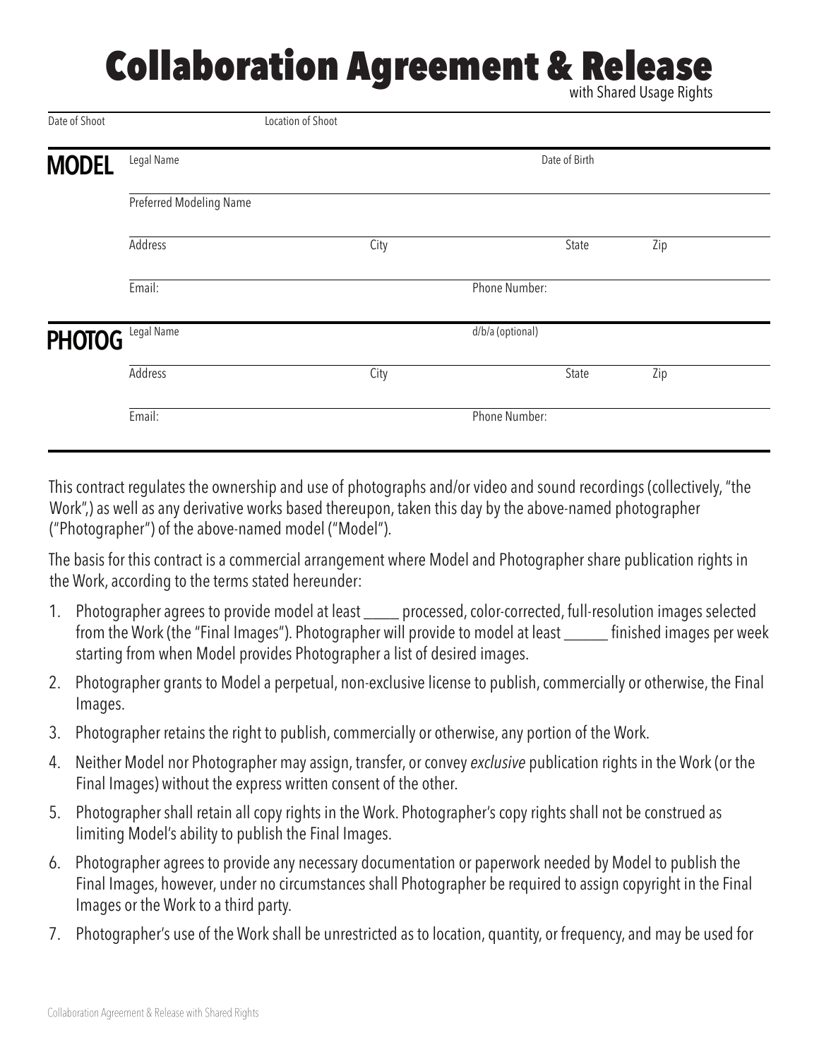# Collaboration Agreement & Release

with Shared Usage Rights

Date of Shoot　　　　　　　　Location of Shoot

**MODEL**

Legal Name　　　　　　　　Date of Birth

Preferred Modeling Name

Address　　　　City　　　　State　　　　Zip

Email:　　　　Phone Number:

**PHOTOG**

Legal Name　　　　d/b/a (optional)

Address　　　　City　　　　State　　　　Zip

Email:　　　　Phone Number:

This contract regulates the ownership and use of photographs and/or video and sound recordings (collectively, "the Work",) as well as any derivative works based thereupon, taken this day by the above-named photographer ("Photographer") of the above-named model ("Model").

The basis for this contract is a commercial arrangement where Model and Photographer share publication rights in the Work, according to the terms stated hereunder:

1. Photographer agrees to provide model at least _____ processed, color-corrected, full-resolution images selected from the Work (the "Final Images"). Photographer will provide to model at least ______ finished images per week starting from when Model provides Photographer a list of desired images.
2. Photographer grants to Model a perpetual, non-exclusive license to publish, commercially or otherwise, the Final Images.
3. Photographer retains the right to publish, commercially or otherwise, any portion of the Work.
4. Neither Model nor Photographer may assign, transfer, or convey *exclusive* publication rights in the Work (or the Final Images) without the express written consent of the other.
5. Photographer shall retain all copy rights in the Work. Photographer's copy rights shall not be construed as limiting Model's ability to publish the Final Images.
6. Photographer agrees to provide any necessary documentation or paperwork needed by Model to publish the Final Images, however, under no circumstances shall Photographer be required to assign copyright in the Final Images or the Work to a third party.
7. Photographer's use of the Work shall be unrestricted as to location, quantity, or frequency, and may be used for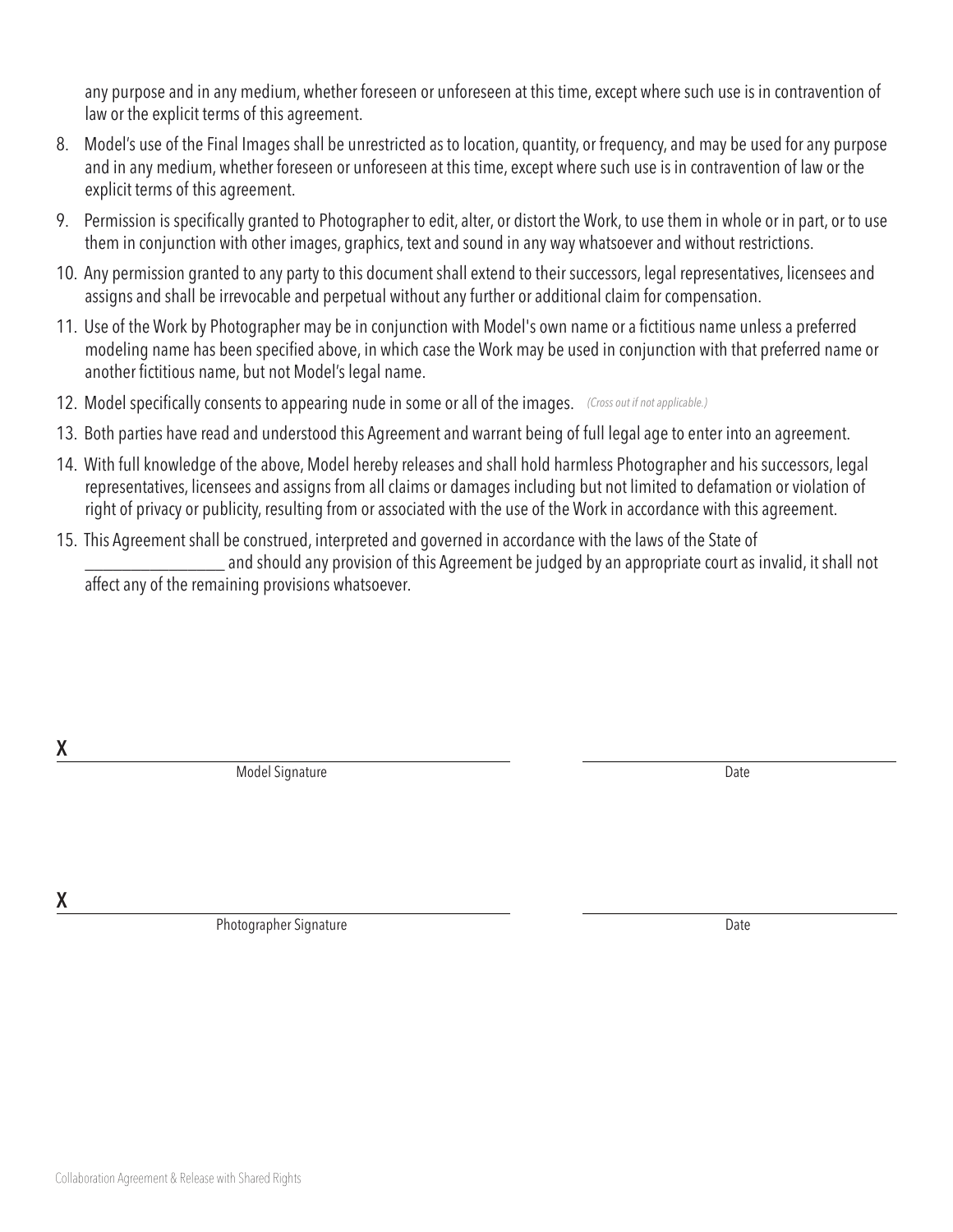any purpose and in any medium, whether foreseen or unforeseen at this time, except where such use is in contravention of law or the explicit terms of this agreement.

8. Model's use of the Final Images shall be unrestricted as to location, quantity, or frequency, and may be used for any purpose and in any medium, whether foreseen or unforeseen at this time, except where such use is in contravention of law or the explicit terms of this agreement.
9. Permission is specifically granted to Photographer to edit, alter, or distort the Work, to use them in whole or in part, or to use them in conjunction with other images, graphics, text and sound in any way whatsoever and without restrictions.
10. Any permission granted to any party to this document shall extend to their successors, legal representatives, licensees and assigns and shall be irrevocable and perpetual without any further or additional claim for compensation.
11. Use of the Work by Photographer may be in conjunction with Model's own name or a fictitious name unless a preferred modeling name has been specified above, in which case the Work may be used in conjunction with that preferred name or another fictitious name, but not Model's legal name.
12. Model specifically consents to appearing nude in some or all of the images. *(Cross out if not applicable.)*
13. Both parties have read and understood this Agreement and warrant being of full legal age to enter into an agreement.
14. With full knowledge of the above, Model hereby releases and shall hold harmless Photographer and his successors, legal representatives, licensees and assigns from all claims or damages including but not limited to defamation or violation of right of privacy or publicity, resulting from or associated with the use of the Work in accordance with this agreement.
15. This Agreement shall be construed, interpreted and governed in accordance with the laws of the State of __________________ and should any provision of this Agreement be judged by an appropriate court as invalid, it shall not affect any of the remaining provisions whatsoever.

X ______________________________________ ______________________

Model Signature Date

X ______________________________________ ______________________

Photographer Signature Date